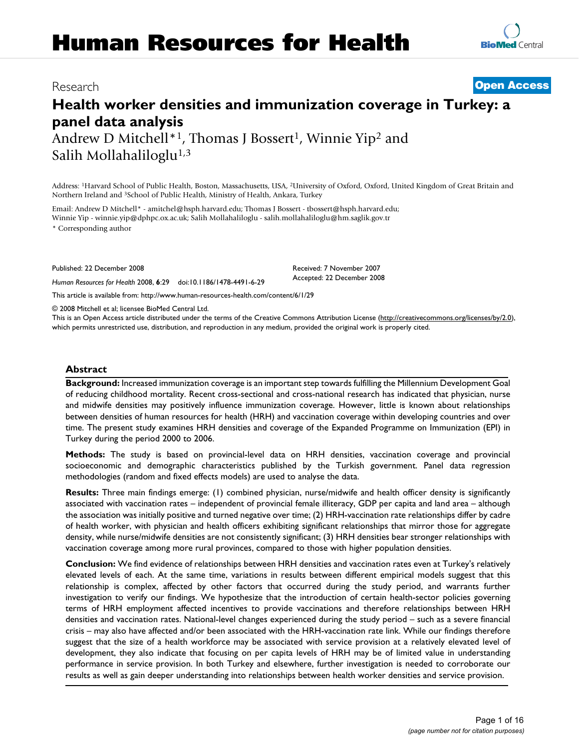Research

**Open Access**

# Health worker densities and immunization coverage in Turkey: a panel data analysis

Andrew D Mitchell*[1], Thomas J Bossert[1], Winnie Yip[2] and Salih Mollahaliloglu[1,3]

Address: [1]Harvard School of Public Health, Boston, Massachusetts, USA, [2]University of Oxford, Oxford, United Kingdom of Great Britain and Northern Ireland and [3]School of Public Health, Ministry of Health, Ankara, Turkey

Email: Andrew D Mitchell* - amitchel@hsph.harvard.edu; Thomas J Bossert - tbossert@hsph.harvard.edu; Winnie Yip - winnie.yip@dphpc.ox.ac.uk; Salih Mollahaliloglu - salih.mollahaliloglu@hm.saglik.gov.tr

* Corresponding author

Published: 22 December 2008

*Human Resources for Health* 2008, **6**:29 doi:10.1186/1478-4491-6-29

Received: 7 November 2007

Accepted: 22 December 2008

This article is available from: http://www.human-resources-health.com/content/6/1/29

© 2008 Mitchell et al; licensee BioMed Central Ltd.

This is an Open Access article distributed under the terms of the Creative Commons Attribution License (http://creativecommons.org/licenses/by/2.0), which permits unrestricted use, distribution, and reproduction in any medium, provided the original work is properly cited.

## Abstract

**Background:** Increased immunization coverage is an important step towards fulfilling the Millennium Development Goal of reducing childhood mortality. Recent cross-sectional and cross-national research has indicated that physician, nurse and midwife densities may positively influence immunization coverage. However, little is known about relationships between densities of human resources for health (HRH) and vaccination coverage within developing countries and over time. The present study examines HRH densities and coverage of the Expanded Programme on Immunization (EPI) in Turkey during the period 2000 to 2006.

**Methods:** The study is based on provincial-level data on HRH densities, vaccination coverage and provincial socioeconomic and demographic characteristics published by the Turkish government. Panel data regression methodologies (random and fixed effects models) are used to analyse the data.

**Results:** Three main findings emerge: (1) combined physician, nurse/midwife and health officer density is significantly associated with vaccination rates – independent of provincial female illiteracy, GDP per capita and land area – although the association was initially positive and turned negative over time; (2) HRH-vaccination rate relationships differ by cadre of health worker, with physician and health officers exhibiting significant relationships that mirror those for aggregate density, while nurse/midwife densities are not consistently significant; (3) HRH densities bear stronger relationships with vaccination coverage among more rural provinces, compared to those with higher population densities.

**Conclusion:** We find evidence of relationships between HRH densities and vaccination rates even at Turkey's relatively elevated levels of each. At the same time, variations in results between different empirical models suggest that this relationship is complex, affected by other factors that occurred during the study period, and warrants further investigation to verify our findings. We hypothesize that the introduction of certain health-sector policies governing terms of HRH employment affected incentives to provide vaccinations and therefore relationships between HRH densities and vaccination rates. National-level changes experienced during the study period – such as a severe financial crisis – may also have affected and/or been associated with the HRH-vaccination rate link. While our findings therefore suggest that the size of a health workforce may be associated with service provision at a relatively elevated level of development, they also indicate that focusing on per capita levels of HRH may be of limited value in understanding performance in service provision. In both Turkey and elsewhere, further investigation is needed to corroborate our results as well as gain deeper understanding into relationships between health worker densities and service provision.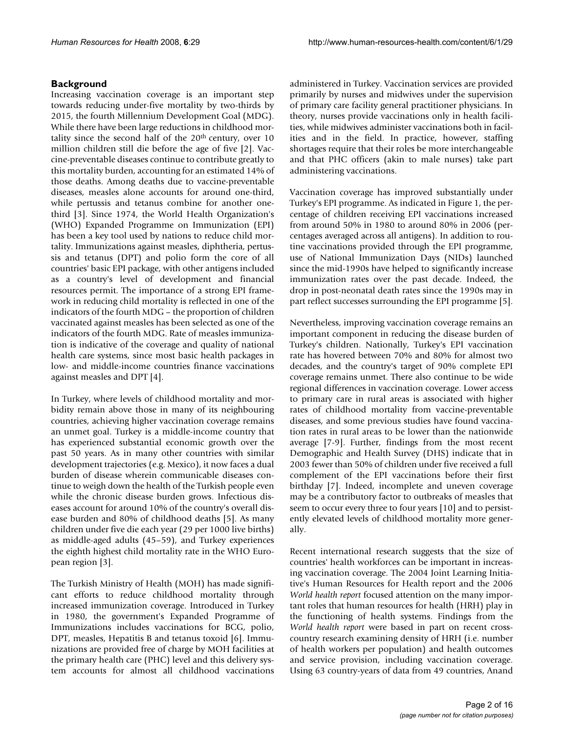## Background

Increasing vaccination coverage is an important step towards reducing under-five mortality by two-thirds by 2015, the fourth Millennium Development Goal (MDG). While there have been large reductions in childhood mortality since the second half of the 20th century, over 10 million children still die before the age of five [2]. Vaccine-preventable diseases continue to contribute greatly to this mortality burden, accounting for an estimated 14% of those deaths. Among deaths due to vaccine-preventable diseases, measles alone accounts for around one-third, while pertussis and tetanus combine for another one-third [3]. Since 1974, the World Health Organization's (WHO) Expanded Programme on Immunization (EPI) has been a key tool used by nations to reduce child mortality. Immunizations against measles, diphtheria, pertussis and tetanus (DPT) and polio form the core of all countries' basic EPI package, with other antigens included as a country's level of development and financial resources permit. The importance of a strong EPI framework in reducing child mortality is reflected in one of the indicators of the fourth MDG – the proportion of children vaccinated against measles has been selected as one of the indicators of the fourth MDG. Rate of measles immunization is indicative of the coverage and quality of national health care systems, since most basic health packages in low- and middle-income countries finance vaccinations against measles and DPT [4].

In Turkey, where levels of childhood mortality and morbidity remain above those in many of its neighbouring countries, achieving higher vaccination coverage remains an unmet goal. Turkey is a middle-income country that has experienced substantial economic growth over the past 50 years. As in many other countries with similar development trajectories (e.g. Mexico), it now faces a dual burden of disease wherein communicable diseases continue to weigh down the health of the Turkish people even while the chronic disease burden grows. Infectious diseases account for around 10% of the country's overall disease burden and 80% of childhood deaths [5]. As many children under five die each year (29 per 1000 live births) as middle-aged adults (45–59), and Turkey experiences the eighth highest child mortality rate in the WHO European region [3].

The Turkish Ministry of Health (MOH) has made significant efforts to reduce childhood mortality through increased immunization coverage. Introduced in Turkey in 1980, the government's Expanded Programme of Immunizations includes vaccinations for BCG, polio, DPT, measles, Hepatitis B and tetanus toxoid [6]. Immunizations are provided free of charge by MOH facilities at the primary health care (PHC) level and this delivery system accounts for almost all childhood vaccinations administered in Turkey. Vaccination services are provided primarily by nurses and midwives under the supervision of primary care facility general practitioner physicians. In theory, nurses provide vaccinations only in health facilities, while midwives administer vaccinations both in facilities and in the field. In practice, however, staffing shortages require that their roles be more interchangeable and that PHC officers (akin to male nurses) take part administering vaccinations.

Vaccination coverage has improved substantially under Turkey's EPI programme. As indicated in Figure 1, the percentage of children receiving EPI vaccinations increased from around 50% in 1980 to around 80% in 2006 (percentages averaged across all antigens). In addition to routine vaccinations provided through the EPI programme, use of National Immunization Days (NIDs) launched since the mid-1990s have helped to significantly increase immunization rates over the past decade. Indeed, the drop in post-neonatal death rates since the 1990s may in part reflect successes surrounding the EPI programme [5].

Nevertheless, improving vaccination coverage remains an important component in reducing the disease burden of Turkey's children. Nationally, Turkey's EPI vaccination rate has hovered between 70% and 80% for almost two decades, and the country's target of 90% complete EPI coverage remains unmet. There also continue to be wide regional differences in vaccination coverage. Lower access to primary care in rural areas is associated with higher rates of childhood mortality from vaccine-preventable diseases, and some previous studies have found vaccination rates in rural areas to be lower than the nationwide average [7-9]. Further, findings from the most recent Demographic and Health Survey (DHS) indicate that in 2003 fewer than 50% of children under five received a full complement of the EPI vaccinations before their first birthday [7]. Indeed, incomplete and uneven coverage may be a contributory factor to outbreaks of measles that seem to occur every three to four years [10] and to persistently elevated levels of childhood mortality more generally.

Recent international research suggests that the size of countries' health workforces can be important in increasing vaccination coverage. The 2004 Joint Learning Initiative's Human Resources for Health report and the 2006 *World health report* focused attention on the many important roles that human resources for health (HRH) play in the functioning of health systems. Findings from the *World health report* were based in part on recent cross-country research examining density of HRH (i.e. number of health workers per population) and health outcomes and service provision, including vaccination coverage. Using 63 country-years of data from 49 countries, Anand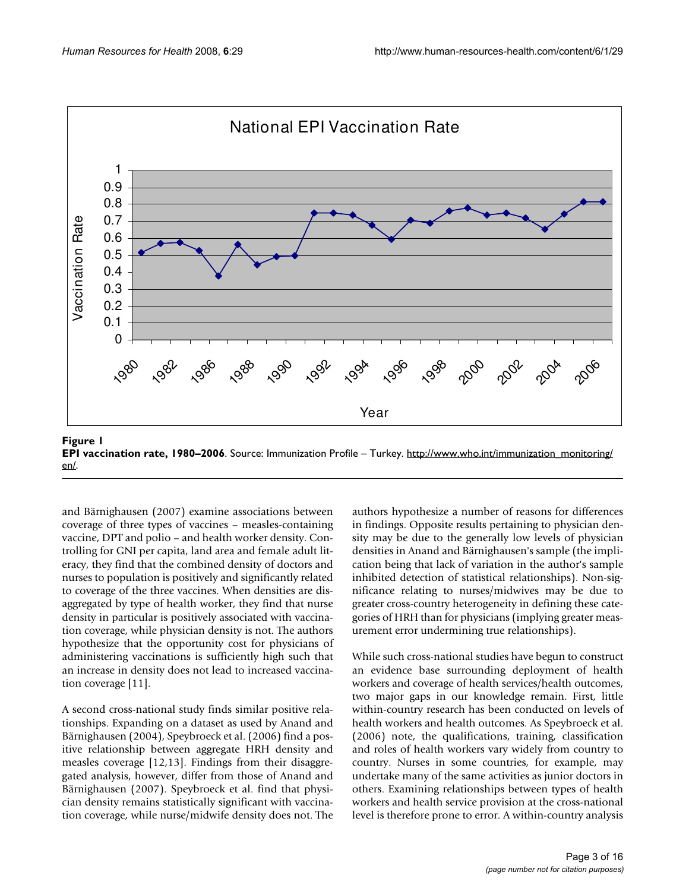**Figure 1**
**EPI vaccination rate, 1980–2006**. Source: Immunization Profile – Turkey. http://www.who.int/immunization_monitoring/en/.

and Bärnighausen (2007) examine associations between coverage of three types of vaccines – measles-containing vaccine, DPT and polio – and health worker density. Controlling for GNI per capita, land area and female adult literacy, they find that the combined density of doctors and nurses to population is positively and significantly related to coverage of the three vaccines. When densities are disaggregated by type of health worker, they find that nurse density in particular is positively associated with vaccination coverage, while physician density is not. The authors hypothesize that the opportunity cost for physicians of administering vaccinations is sufficiently high such that an increase in density does not lead to increased vaccination coverage [11].

A second cross-national study finds similar positive relationships. Expanding on a dataset as used by Anand and Bärnighausen (2004), Speybroeck et al. (2006) find a positive relationship between aggregate HRH density and measles coverage [12,13]. Findings from their disaggregated analysis, however, differ from those of Anand and Bärnighausen (2007). Speybroeck et al. find that physician density remains statistically significant with vaccination coverage, while nurse/midwife density does not. The authors hypothesize a number of reasons for differences in findings. Opposite results pertaining to physician density may be due to the generally low levels of physician densities in Anand and Bärnighausen's sample (the implication being that lack of variation in the author's sample inhibited detection of statistical relationships). Non-significance relating to nurses/midwives may be due to greater cross-country heterogeneity in defining these categories of HRH than for physicians (implying greater measurement error undermining true relationships).

While such cross-national studies have begun to construct an evidence base surrounding deployment of health workers and coverage of health services/health outcomes, two major gaps in our knowledge remain. First, little within-country research has been conducted on levels of health workers and health outcomes. As Speybroeck et al. (2006) note, the qualifications, training, classification and roles of health workers vary widely from country to country. Nurses in some countries, for example, may undertake many of the same activities as junior doctors in others. Examining relationships between types of health workers and health service provision at the cross-national level is therefore prone to error. A within-country analysis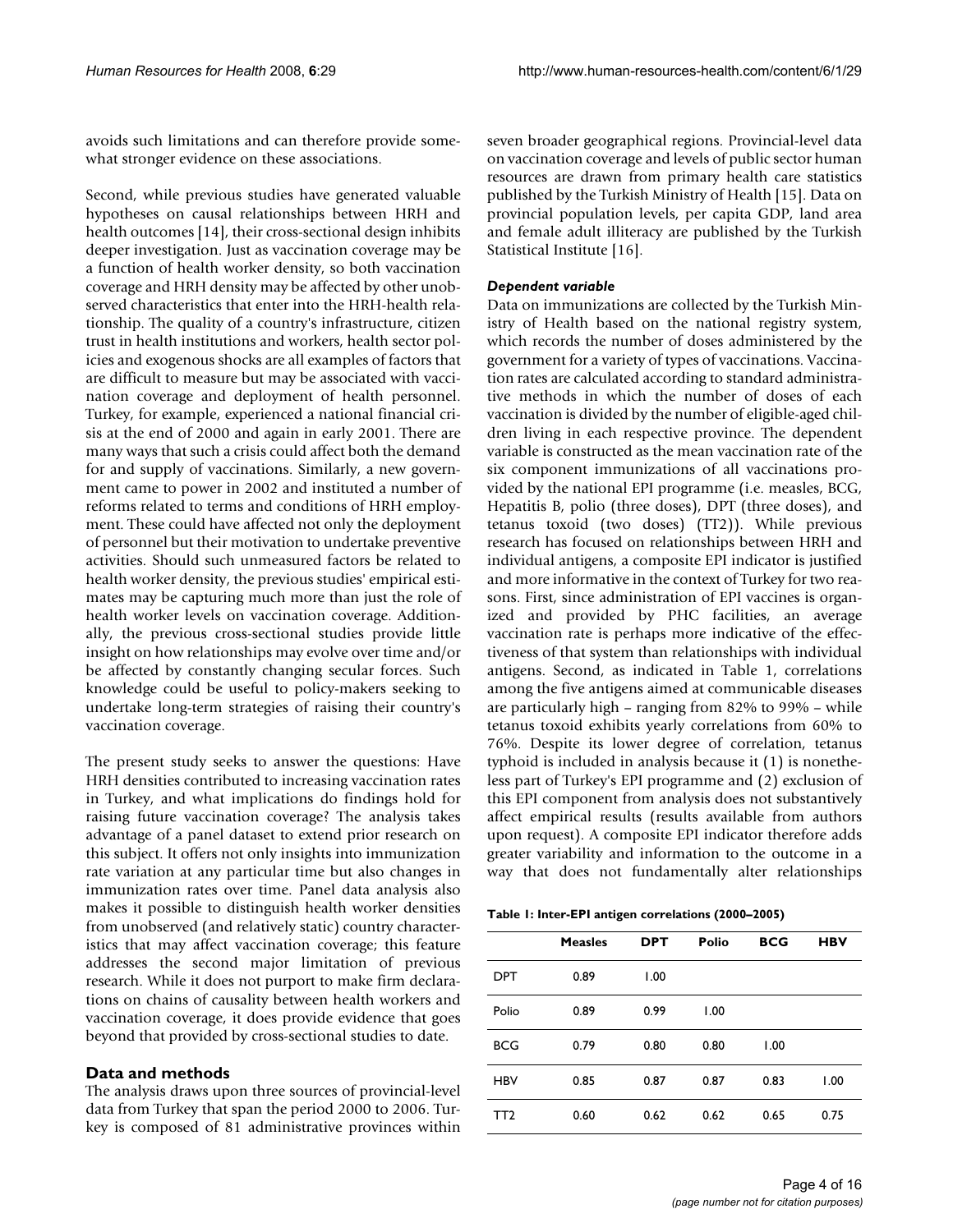avoids such limitations and can therefore provide somewhat stronger evidence on these associations.

Second, while previous studies have generated valuable hypotheses on causal relationships between HRH and health outcomes [14], their cross-sectional design inhibits deeper investigation. Just as vaccination coverage may be a function of health worker density, so both vaccination coverage and HRH density may be affected by other unobserved characteristics that enter into the HRH-health relationship. The quality of a country's infrastructure, citizen trust in health institutions and workers, health sector policies and exogenous shocks are all examples of factors that are difficult to measure but may be associated with vaccination coverage and deployment of health personnel. Turkey, for example, experienced a national financial crisis at the end of 2000 and again in early 2001. There are many ways that such a crisis could affect both the demand for and supply of vaccinations. Similarly, a new government came to power in 2002 and instituted a number of reforms related to terms and conditions of HRH employment. These could have affected not only the deployment of personnel but their motivation to undertake preventive activities. Should such unmeasured factors be related to health worker density, the previous studies' empirical estimates may be capturing much more than just the role of health worker levels on vaccination coverage. Additionally, the previous cross-sectional studies provide little insight on how relationships may evolve over time and/or be affected by constantly changing secular forces. Such knowledge could be useful to policy-makers seeking to undertake long-term strategies of raising their country's vaccination coverage.

The present study seeks to answer the questions: Have HRH densities contributed to increasing vaccination rates in Turkey, and what implications do findings hold for raising future vaccination coverage? The analysis takes advantage of a panel dataset to extend prior research on this subject. It offers not only insights into immunization rate variation at any particular time but also changes in immunization rates over time. Panel data analysis also makes it possible to distinguish health worker densities from unobserved (and relatively static) country characteristics that may affect vaccination coverage; this feature addresses the second major limitation of previous research. While it does not purport to make firm declarations on chains of causality between health workers and vaccination coverage, it does provide evidence that goes beyond that provided by cross-sectional studies to date.

## Data and methods

The analysis draws upon three sources of provincial-level data from Turkey that span the period 2000 to 2006. Turkey is composed of 81 administrative provinces within seven broader geographical regions. Provincial-level data on vaccination coverage and levels of public sector human resources are drawn from primary health care statistics published by the Turkish Ministry of Health [15]. Data on provincial population levels, per capita GDP, land area and female adult illiteracy are published by the Turkish Statistical Institute [16].

### *Dependent variable*

Data on immunizations are collected by the Turkish Ministry of Health based on the national registry system, which records the number of doses administered by the government for a variety of types of vaccinations. Vaccination rates are calculated according to standard administrative methods in which the number of doses of each vaccination is divided by the number of eligible-aged children living in each respective province. The dependent variable is constructed as the mean vaccination rate of the six component immunizations of all vaccinations provided by the national EPI programme (i.e. measles, BCG, Hepatitis B, polio (three doses), DPT (three doses), and tetanus toxoid (two doses) (TT2)). While previous research has focused on relationships between HRH and individual antigens, a composite EPI indicator is justified and more informative in the context of Turkey for two reasons. First, since administration of EPI vaccines is organized and provided by PHC facilities, an average vaccination rate is perhaps more indicative of the effectiveness of that system than relationships with individual antigens. Second, as indicated in Table 1, correlations among the five antigens aimed at communicable diseases are particularly high – ranging from 82% to 99% – while tetanus toxoid exhibits yearly correlations from 60% to 76%. Despite its lower degree of correlation, tetanus typhoid is included in analysis because it (1) is nonetheless part of Turkey's EPI programme and (2) exclusion of this EPI component from analysis does not substantively affect empirical results (results available from authors upon request). A composite EPI indicator therefore adds greater variability and information to the outcome in a way that does not fundamentally alter relationships

**Table 1: Inter-EPI antigen correlations (2000–2005)**

| | Measles | DPT | Polio | BCG | HBV |
|---|---|---|---|---|---|
| DPT | 0.89 | 1.00 | | | |
| Polio | 0.89 | 0.99 | 1.00 | | |
| BCG | 0.79 | 0.80 | 0.80 | 1.00 | |
| HBV | 0.85 | 0.87 | 0.87 | 0.83 | 1.00 |
| TT2 | 0.60 | 0.62 | 0.62 | 0.65 | 0.75 |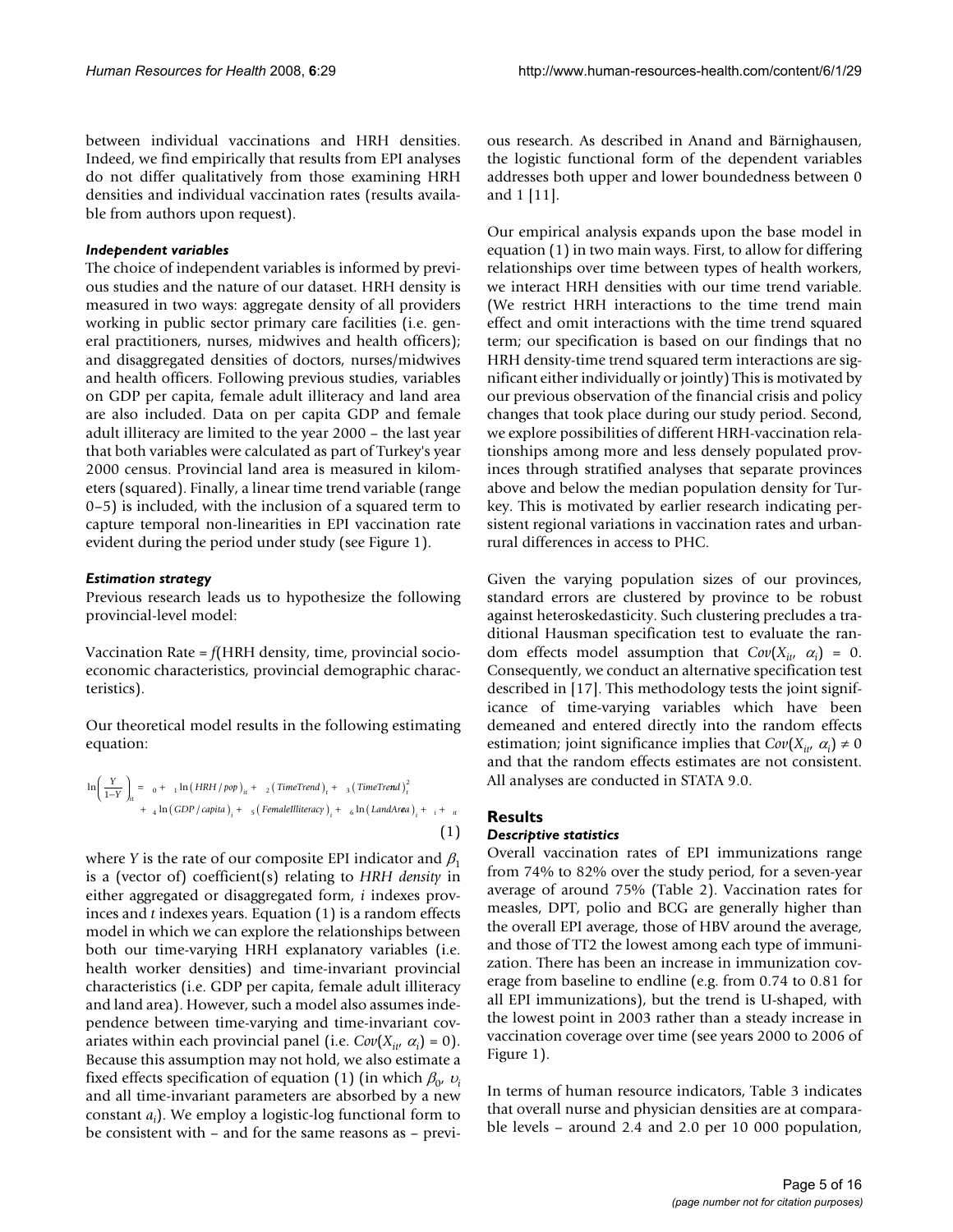between individual vaccinations and HRH densities. Indeed, we find empirically that results from EPI analyses do not differ qualitatively from those examining HRH densities and individual vaccination rates (results available from authors upon request).

### *Independent variables*

The choice of independent variables is informed by previous studies and the nature of our dataset. HRH density is measured in two ways: aggregate density of all providers working in public sector primary care facilities (i.e. general practitioners, nurses, midwives and health officers); and disaggregated densities of doctors, nurses/midwives and health officers. Following previous studies, variables on GDP per capita, female adult illiteracy and land area are also included. Data on per capita GDP and female adult illiteracy are limited to the year 2000 – the last year that both variables were calculated as part of Turkey's year 2000 census. Provincial land area is measured in kilometers (squared). Finally, a linear time trend variable (range 0–5) is included, with the inclusion of a squared term to capture temporal non-linearities in EPI vaccination rate evident during the period under study (see Figure 1).

### *Estimation strategy*

Previous research leads us to hypothesize the following provincial-level model:

Vaccination Rate = *f*(HRH density, time, provincial socio-economic characteristics, provincial demographic characteristics).

Our theoretical model results in the following estimating equation:

$$\ln\left(\frac{Y}{1-Y}\right)_{it} = \beta_0 + \beta_1 \ln\left(HRH/pop\right)_{it} + \beta_2\left(TimeTrend\right)_t + \beta_3\left(TimeTrend\right)_t^2 + \beta_4 \ln\left(GDP/capita\right)_i + \beta_5\left(FemaleIlliteracy\right)_i + \beta_6 \ln\left(LandArea\right)_i + \upsilon_i + \varepsilon_{it} \quad (1)$$

where *Y* is the rate of our composite EPI indicator and $\beta_1$ is a (vector of) coefficient(s) relating to *HRH density* in either aggregated or disaggregated form, *i* indexes provinces and *t* indexes years. Equation (1) is a random effects model in which we can explore the relationships between both our time-varying HRH explanatory variables (i.e. health worker densities) and time-invariant provincial characteristics (i.e. GDP per capita, female adult illiteracy and land area). However, such a model also assumes independence between time-varying and time-invariant covariates within each provincial panel (i.e. $Cov(X_{it}, \alpha_i) = 0$). Because this assumption may not hold, we also estimate a fixed effects specification of equation (1) (in which $\beta_0$, $\upsilon_i$ and all time-invariant parameters are absorbed by a new constant $a_i$). We employ a logistic-log functional form to be consistent with – and for the same reasons as – previous research. As described in Anand and Bärnighausen, the logistic functional form of the dependent variables addresses both upper and lower boundedness between 0 and 1 [11].

Our empirical analysis expands upon the base model in equation (1) in two main ways. First, to allow for differing relationships over time between types of health workers, we interact HRH densities with our time trend variable. (We restrict HRH interactions to the time trend main effect and omit interactions with the time trend squared term; our specification is based on our findings that no HRH density-time trend squared term interactions are significant either individually or jointly) This is motivated by our previous observation of the financial crisis and policy changes that took place during our study period. Second, we explore possibilities of different HRH-vaccination relationships among more and less densely populated provinces through stratified analyses that separate provinces above and below the median population density for Turkey. This is motivated by earlier research indicating persistent regional variations in vaccination rates and urban-rural differences in access to PHC.

Given the varying population sizes of our provinces, standard errors are clustered by province to be robust against heteroskedasticity. Such clustering precludes a traditional Hausman specification test to evaluate the random effects model assumption that $Cov(X_{it}, \alpha_i) = 0$. Consequently, we conduct an alternative specification test described in [17]. This methodology tests the joint significance of time-varying variables which have been demeaned and entered directly into the random effects estimation; joint significance implies that $Cov(X_{it}, \alpha_i) \neq 0$ and that the random effects estimates are not consistent. All analyses are conducted in STATA 9.0.

## Results

### *Descriptive statistics*

Overall vaccination rates of EPI immunizations range from 74% to 82% over the study period, for a seven-year average of around 75% (Table 2). Vaccination rates for measles, DPT, polio and BCG are generally higher than the overall EPI average, those of HBV around the average, and those of TT2 the lowest among each type of immunization. There has been an increase in immunization coverage from baseline to endline (e.g. from 0.74 to 0.81 for all EPI immunizations), but the trend is U-shaped, with the lowest point in 2003 rather than a steady increase in vaccination coverage over time (see years 2000 to 2006 of Figure 1).

In terms of human resource indicators, Table 3 indicates that overall nurse and physician densities are at comparable levels – around 2.4 and 2.0 per 10 000 population,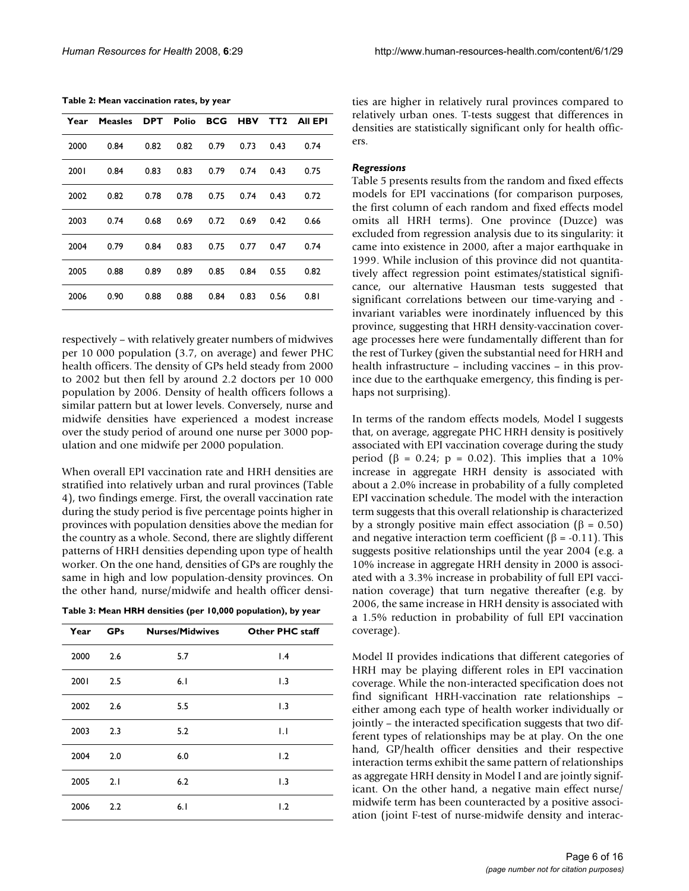**Table 2: Mean vaccination rates, by year**

| Year | Measles | DPT | Polio | BCG | HBV | TT2 | All EPI |
|---|---|---|---|---|---|---|---|
| 2000 | 0.84 | 0.82 | 0.82 | 0.79 | 0.73 | 0.43 | 0.74 |
| 2001 | 0.84 | 0.83 | 0.83 | 0.79 | 0.74 | 0.43 | 0.75 |
| 2002 | 0.82 | 0.78 | 0.78 | 0.75 | 0.74 | 0.43 | 0.72 |
| 2003 | 0.74 | 0.68 | 0.69 | 0.72 | 0.69 | 0.42 | 0.66 |
| 2004 | 0.79 | 0.84 | 0.83 | 0.75 | 0.77 | 0.47 | 0.74 |
| 2005 | 0.88 | 0.89 | 0.89 | 0.85 | 0.84 | 0.55 | 0.82 |
| 2006 | 0.90 | 0.88 | 0.88 | 0.84 | 0.83 | 0.56 | 0.81 |

respectively – with relatively greater numbers of midwives per 10 000 population (3.7, on average) and fewer PHC health officers. The density of GPs held steady from 2000 to 2002 but then fell by around 2.2 doctors per 10 000 population by 2006. Density of health officers follows a similar pattern but at lower levels. Conversely, nurse and midwife densities have experienced a modest increase over the study period of around one nurse per 3000 population and one midwife per 2000 population.

When overall EPI vaccination rate and HRH densities are stratified into relatively urban and rural provinces (Table 4), two findings emerge. First, the overall vaccination rate during the study period is five percentage points higher in provinces with population densities above the median for the country as a whole. Second, there are slightly different patterns of HRH densities depending upon type of health worker. On the one hand, densities of GPs are roughly the same in high and low population-density provinces. On the other hand, nurse/midwife and health officer densities are higher in relatively rural provinces compared to relatively urban ones. T-tests suggest that differences in densities are statistically significant only for health officers.

**Table 3: Mean HRH densities (per 10,000 population), by year**

| Year | GPs | Nurses/Midwives | Other PHC staff |
|---|---|---|---|
| 2000 | 2.6 | 5.7 | 1.4 |
| 2001 | 2.5 | 6.1 | 1.3 |
| 2002 | 2.6 | 5.5 | 1.3 |
| 2003 | 2.3 | 5.2 | 1.1 |
| 2004 | 2.0 | 6.0 | 1.2 |
| 2005 | 2.1 | 6.2 | 1.3 |
| 2006 | 2.2 | 6.1 | 1.2 |

### *Regressions*

Table 5 presents results from the random and fixed effects models for EPI vaccinations (for comparison purposes, the first column of each random and fixed effects model omits all HRH terms). One province (Duzce) was excluded from regression analysis due to its singularity: it came into existence in 2000, after a major earthquake in 1999. While inclusion of this province did not quantitatively affect regression point estimates/statistical significance, our alternative Hausman tests suggested that significant correlations between our time-varying and -invariant variables were inordinately influenced by this province, suggesting that HRH density-vaccination coverage processes here were fundamentally different than for the rest of Turkey (given the substantial need for HRH and health infrastructure – including vaccines – in this province due to the earthquake emergency, this finding is perhaps not surprising).

In terms of the random effects models, Model I suggests that, on average, aggregate PHC HRH density is positively associated with EPI vaccination coverage during the study period ($\beta = 0.24$; $p = 0.02$). This implies that a 10% increase in aggregate HRH density is associated with about a 2.0% increase in probability of a fully completed EPI vaccination schedule. The model with the interaction term suggests that this overall relationship is characterized by a strongly positive main effect association ($\beta = 0.50$) and negative interaction term coefficient ($\beta = -0.11$). This suggests positive relationships until the year 2004 (e.g. a 10% increase in aggregate HRH density in 2000 is associated with a 3.3% increase in probability of full EPI vaccination coverage) that turn negative thereafter (e.g. by 2006, the same increase in HRH density is associated with a 1.5% reduction in probability of full EPI vaccination coverage).

Model II provides indications that different categories of HRH may be playing different roles in EPI vaccination coverage. While the non-interacted specification does not find significant HRH-vaccination rate relationships – either among each type of health worker individually or jointly – the interacted specification suggests that two different types of relationships may be at play. On the one hand, GP/health officer densities and their respective interaction terms exhibit the same pattern of relationships as aggregate HRH density in Model I and are jointly significant. On the other hand, a negative main effect nurse/midwife term has been counteracted by a positive association (joint F-test of nurse-midwife density and interac-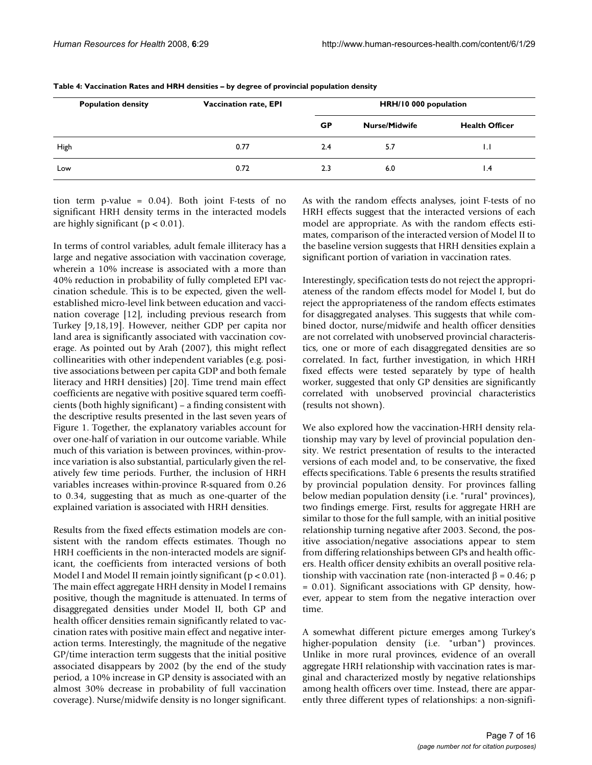**Table 4: Vaccination Rates and HRH densities – by degree of provincial population density**

| Population density | Vaccination rate, EPI | HRH/10 000 population | | |
|---|---|---|---|---|
| | | GP | Nurse/Midwife | Health Officer |
| High | 0.77 | 2.4 | 5.7 | 1.1 |
| Low | 0.72 | 2.3 | 6.0 | 1.4 |

tion term p-value = 0.04). Both joint F-tests of no significant HRH density terms in the interacted models are highly significant ($p < 0.01$).

In terms of control variables, adult female illiteracy has a large and negative association with vaccination coverage, wherein a 10% increase is associated with a more than 40% reduction in probability of fully completed EPI vaccination schedule. This is to be expected, given the well-established micro-level link between education and vaccination coverage [12], including previous research from Turkey [9,18,19]. However, neither GDP per capita nor land area is significantly associated with vaccination coverage. As pointed out by Arah (2007), this might reflect collinearities with other independent variables (e.g. positive associations between per capita GDP and both female literacy and HRH densities) [20]. Time trend main effect coefficients are negative with positive squared term coefficients (both highly significant) – a finding consistent with the descriptive results presented in the last seven years of Figure 1. Together, the explanatory variables account for over one-half of variation in our outcome variable. While much of this variation is between provinces, within-province variation is also substantial, particularly given the relatively few time periods. Further, the inclusion of HRH variables increases within-province R-squared from 0.26 to 0.34, suggesting that as much as one-quarter of the explained variation is associated with HRH densities.

Results from the fixed effects estimation models are consistent with the random effects estimates. Though no HRH coefficients in the non-interacted models are significant, the coefficients from interacted versions of both Model I and Model II remain jointly significant ($p < 0.01$). The main effect aggregate HRH density in Model I remains positive, though the magnitude is attenuated. In terms of disaggregated densities under Model II, both GP and health officer densities remain significantly related to vaccination rates with positive main effect and negative interaction terms. Interestingly, the magnitude of the negative GP/time interaction term suggests that the initial positive associated disappears by 2002 (by the end of the study period, a 10% increase in GP density is associated with an almost 30% decrease in probability of full vaccination coverage). Nurse/midwife density is no longer significant.

As with the random effects analyses, joint F-tests of no HRH effects suggest that the interacted versions of each model are appropriate. As with the random effects estimates, comparison of the interacted version of Model II to the baseline version suggests that HRH densities explain a significant portion of variation in vaccination rates.

Interestingly, specification tests do not reject the appropriateness of the random effects model for Model I, but do reject the appropriateness of the random effects estimates for disaggregated analyses. This suggests that while combined doctor, nurse/midwife and health officer densities are not correlated with unobserved provincial characteristics, one or more of each disaggregated densities are so correlated. In fact, further investigation, in which HRH fixed effects were tested separately by type of health worker, suggested that only GP densities are significantly correlated with unobserved provincial characteristics (results not shown).

We also explored how the vaccination-HRH density relationship may vary by level of provincial population density. We restrict presentation of results to the interacted versions of each model and, to be conservative, the fixed effects specifications. Table 6 presents the results stratified by provincial population density. For provinces falling below median population density (i.e. "rural" provinces), two findings emerge. First, results for aggregate HRH are similar to those for the full sample, with an initial positive relationship turning negative after 2003. Second, the positive association/negative associations appear to stem from differing relationships between GPs and health officers. Health officer density exhibits an overall positive relationship with vaccination rate (non-interacted $\beta = 0.46$; $p = 0.01$). Significant associations with GP density, however, appear to stem from the negative interaction over time.

A somewhat different picture emerges among Turkey's higher-population density (i.e. "urban") provinces. Unlike in more rural provinces, evidence of an overall aggregate HRH relationship with vaccination rates is marginal and characterized mostly by negative relationships among health officers over time. Instead, there are apparently three different types of relationships: a non-signifi-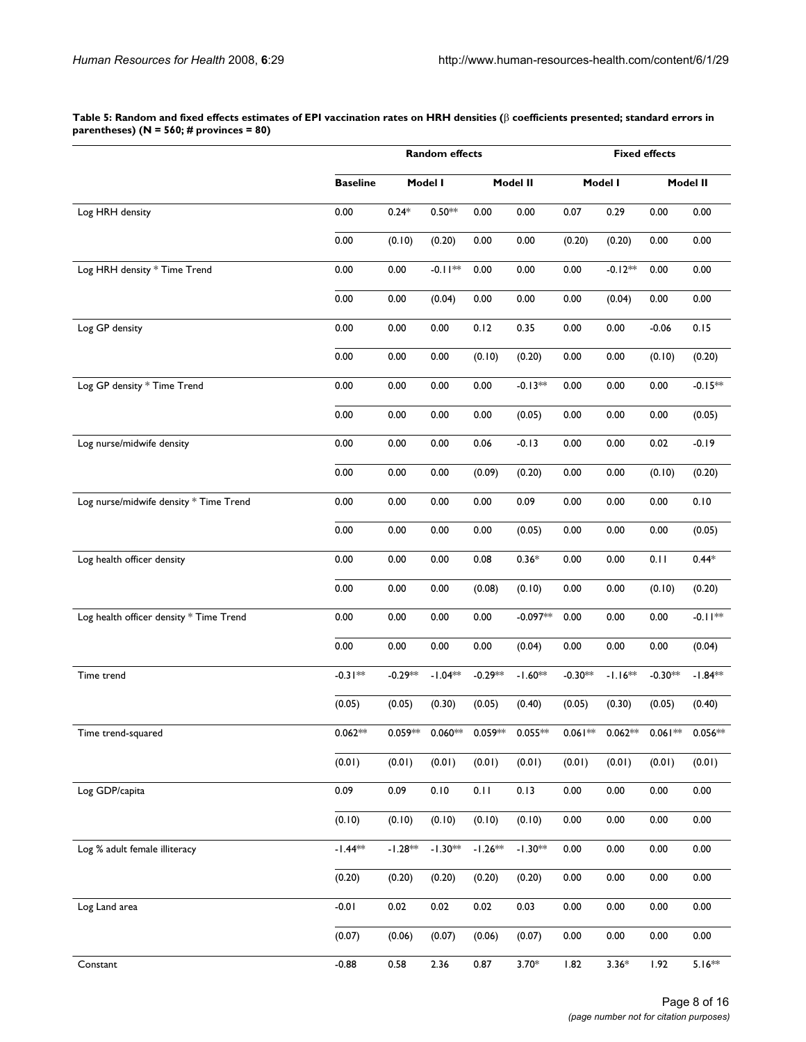**Table 5: Random and fixed effects estimates of EPI vaccination rates on HRH densities (β coefficients presented; standard errors in parentheses) (N = 560; # provinces = 80)**

| | Random effects | | | | | Fixed effects | | | |
|---|---|---|---|---|---|---|---|---|---|
| | Baseline | Model I | | Model II | | Model I | | Model II | |
| Log HRH density | 0.00 | 0.24* | 0.50** | 0.00 | 0.00 | 0.07 | 0.29 | 0.00 | 0.00 |
| | 0.00 | (0.10) | (0.20) | 0.00 | 0.00 | (0.20) | (0.20) | 0.00 | 0.00 |
| Log HRH density * Time Trend | 0.00 | 0.00 | -0.11** | 0.00 | 0.00 | 0.00 | -0.12** | 0.00 | 0.00 |
| | 0.00 | 0.00 | (0.04) | 0.00 | 0.00 | 0.00 | (0.04) | 0.00 | 0.00 |
| Log GP density | 0.00 | 0.00 | 0.00 | 0.12 | 0.35 | 0.00 | 0.00 | -0.06 | 0.15 |
| | 0.00 | 0.00 | 0.00 | (0.10) | (0.20) | 0.00 | 0.00 | (0.10) | (0.20) |
| Log GP density * Time Trend | 0.00 | 0.00 | 0.00 | 0.00 | -0.13** | 0.00 | 0.00 | 0.00 | -0.15** |
| | 0.00 | 0.00 | 0.00 | 0.00 | (0.05) | 0.00 | 0.00 | 0.00 | (0.05) |
| Log nurse/midwife density | 0.00 | 0.00 | 0.00 | 0.06 | -0.13 | 0.00 | 0.00 | 0.02 | -0.19 |
| | 0.00 | 0.00 | 0.00 | (0.09) | (0.20) | 0.00 | 0.00 | (0.10) | (0.20) |
| Log nurse/midwife density * Time Trend | 0.00 | 0.00 | 0.00 | 0.00 | 0.09 | 0.00 | 0.00 | 0.00 | 0.10 |
| | 0.00 | 0.00 | 0.00 | 0.00 | (0.05) | 0.00 | 0.00 | 0.00 | (0.05) |
| Log health officer density | 0.00 | 0.00 | 0.00 | 0.08 | 0.36* | 0.00 | 0.00 | 0.11 | 0.44* |
| | 0.00 | 0.00 | 0.00 | (0.08) | (0.10) | 0.00 | 0.00 | (0.10) | (0.20) |
| Log health officer density * Time Trend | 0.00 | 0.00 | 0.00 | 0.00 | -0.097** | 0.00 | 0.00 | 0.00 | -0.11** |
| | 0.00 | 0.00 | 0.00 | 0.00 | (0.04) | 0.00 | 0.00 | 0.00 | (0.04) |
| Time trend | -0.31** | -0.29** | -1.04** | -0.29** | -1.60** | -0.30** | -1.16** | -0.30** | -1.84** |
| | (0.05) | (0.05) | (0.30) | (0.05) | (0.40) | (0.05) | (0.30) | (0.05) | (0.40) |
| Time trend-squared | 0.062** | 0.059** | 0.060** | 0.059** | 0.055** | 0.061** | 0.062** | 0.061** | 0.056** |
| | (0.01) | (0.01) | (0.01) | (0.01) | (0.01) | (0.01) | (0.01) | (0.01) | (0.01) |
| Log GDP/capita | 0.09 | 0.09 | 0.10 | 0.11 | 0.13 | 0.00 | 0.00 | 0.00 | 0.00 |
| | (0.10) | (0.10) | (0.10) | (0.10) | (0.10) | 0.00 | 0.00 | 0.00 | 0.00 |
| Log % adult female illiteracy | -1.44** | -1.28** | -1.30** | -1.26** | -1.30** | 0.00 | 0.00 | 0.00 | 0.00 |
| | (0.20) | (0.20) | (0.20) | (0.20) | (0.20) | 0.00 | 0.00 | 0.00 | 0.00 |
| Log Land area | -0.01 | 0.02 | 0.02 | 0.02 | 0.03 | 0.00 | 0.00 | 0.00 | 0.00 |
| | (0.07) | (0.06) | (0.07) | (0.06) | (0.07) | 0.00 | 0.00 | 0.00 | 0.00 |
| Constant | -0.88 | 0.58 | 2.36 | 0.87 | 3.70* | 1.82 | 3.36* | 1.92 | 5.16** |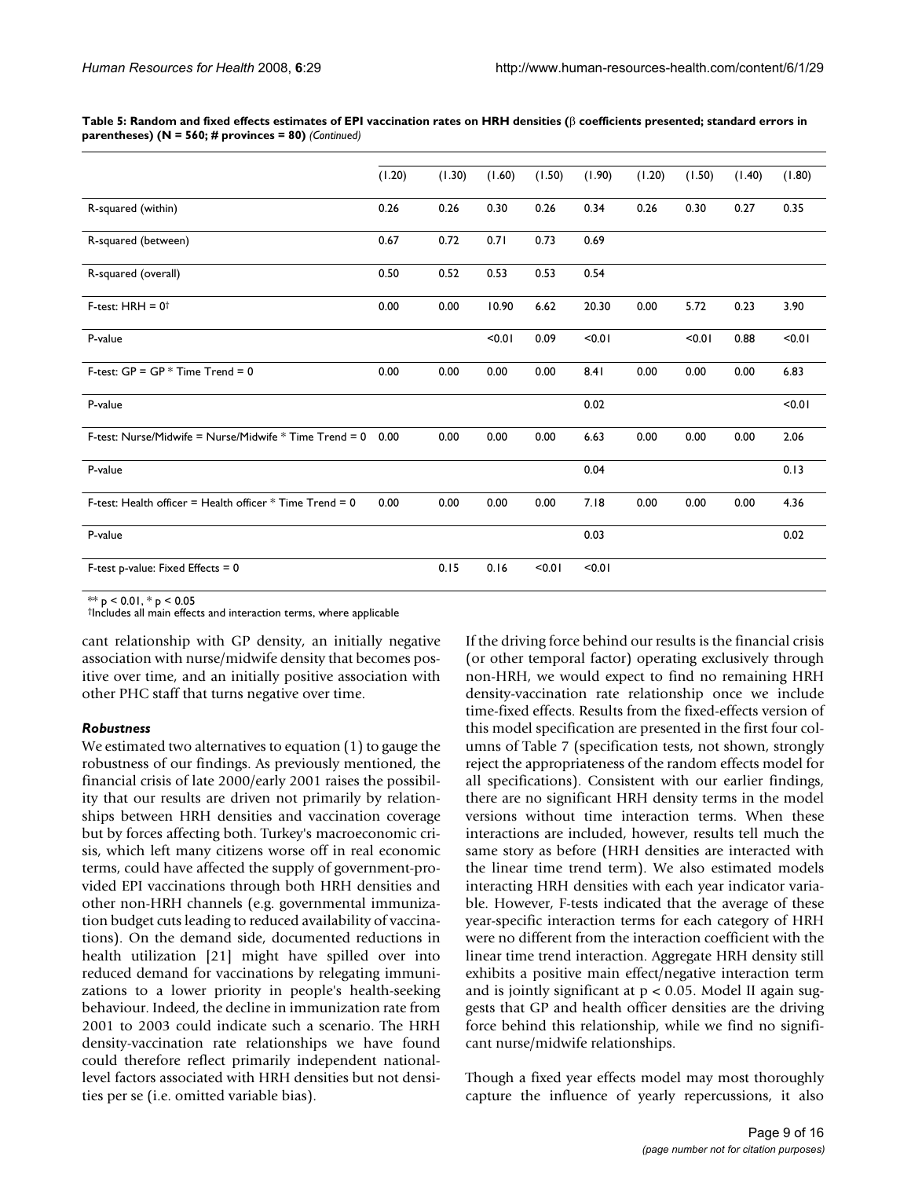**Table 5: Random and fixed effects estimates of EPI vaccination rates on HRH densities (β coefficients presented; standard errors in parentheses) (N = 560; # provinces = 80)** *(Continued)*

| | | | | | | | | | |
|---|---|---|---|---|---|---|---|---|---|
| | (1.20) | (1.30) | (1.60) | (1.50) | (1.90) | (1.20) | (1.50) | (1.40) | (1.80) |
| R-squared (within) | 0.26 | 0.26 | 0.30 | 0.26 | 0.34 | 0.26 | 0.30 | 0.27 | 0.35 |
| R-squared (between) | 0.67 | 0.72 | 0.71 | 0.73 | 0.69 | | | | |
| R-squared (overall) | 0.50 | 0.52 | 0.53 | 0.53 | 0.54 | | | | |
| F-test: HRH = 0† | 0.00 | 0.00 | 10.90 | 6.62 | 20.30 | 0.00 | 5.72 | 0.23 | 3.90 |
| P-value | | | <0.01 | 0.09 | <0.01 | | <0.01 | 0.88 | <0.01 |
| F-test: GP = GP * Time Trend = 0 | 0.00 | 0.00 | 0.00 | 0.00 | 8.41 | 0.00 | 0.00 | 0.00 | 6.83 |
| P-value | | | | | 0.02 | | | | <0.01 |
| F-test: Nurse/Midwife = Nurse/Midwife * Time Trend = 0 | 0.00 | 0.00 | 0.00 | 0.00 | 6.63 | 0.00 | 0.00 | 0.00 | 2.06 |
| P-value | | | | | 0.04 | | | | 0.13 |
| F-test: Health officer = Health officer * Time Trend = 0 | 0.00 | 0.00 | 0.00 | 0.00 | 7.18 | 0.00 | 0.00 | 0.00 | 4.36 |
| P-value | | | | | 0.03 | | | | 0.02 |
| F-test p-value: Fixed Effects = 0 | | 0.15 | 0.16 | <0.01 | <0.01 | | | | |

** $p < 0.01$, * $p < 0.05$

†Includes all main effects and interaction terms, where applicable

cant relationship with GP density, an initially negative association with nurse/midwife density that becomes positive over time, and an initially positive association with other PHC staff that turns negative over time.

### *Robustness*

We estimated two alternatives to equation (1) to gauge the robustness of our findings. As previously mentioned, the financial crisis of late 2000/early 2001 raises the possibility that our results are driven not primarily by relationships between HRH densities and vaccination coverage but by forces affecting both. Turkey's macroeconomic crisis, which left many citizens worse off in real economic terms, could have affected the supply of government-provided EPI vaccinations through both HRH densities and other non-HRH channels (e.g. governmental immunization budget cuts leading to reduced availability of vaccinations). On the demand side, documented reductions in health utilization [21] might have spilled over into reduced demand for vaccinations by relegating immunizations to a lower priority in people's health-seeking behaviour. Indeed, the decline in immunization rate from 2001 to 2003 could indicate such a scenario. The HRH density-vaccination rate relationships we have found could therefore reflect primarily independent national-level factors associated with HRH densities but not densities per se (i.e. omitted variable bias).

If the driving force behind our results is the financial crisis (or other temporal factor) operating exclusively through non-HRH, we would expect to find no remaining HRH density-vaccination rate relationship once we include time-fixed effects. Results from the fixed-effects version of this model specification are presented in the first four columns of Table 7 (specification tests, not shown, strongly reject the appropriateness of the random effects model for all specifications). Consistent with our earlier findings, there are no significant HRH density terms in the model versions without time interaction terms. When these interactions are included, however, results tell much the same story as before (HRH densities are interacted with the linear time trend term). We also estimated models interacting HRH densities with each year indicator variable. However, F-tests indicated that the average of these year-specific interaction terms for each category of HRH were no different from the interaction coefficient with the linear time trend interaction. Aggregate HRH density still exhibits a positive main effect/negative interaction term and is jointly significant at $p < 0.05$. Model II again suggests that GP and health officer densities are the driving force behind this relationship, while we find no significant nurse/midwife relationships.

Though a fixed year effects model may most thoroughly capture the influence of yearly repercussions, it also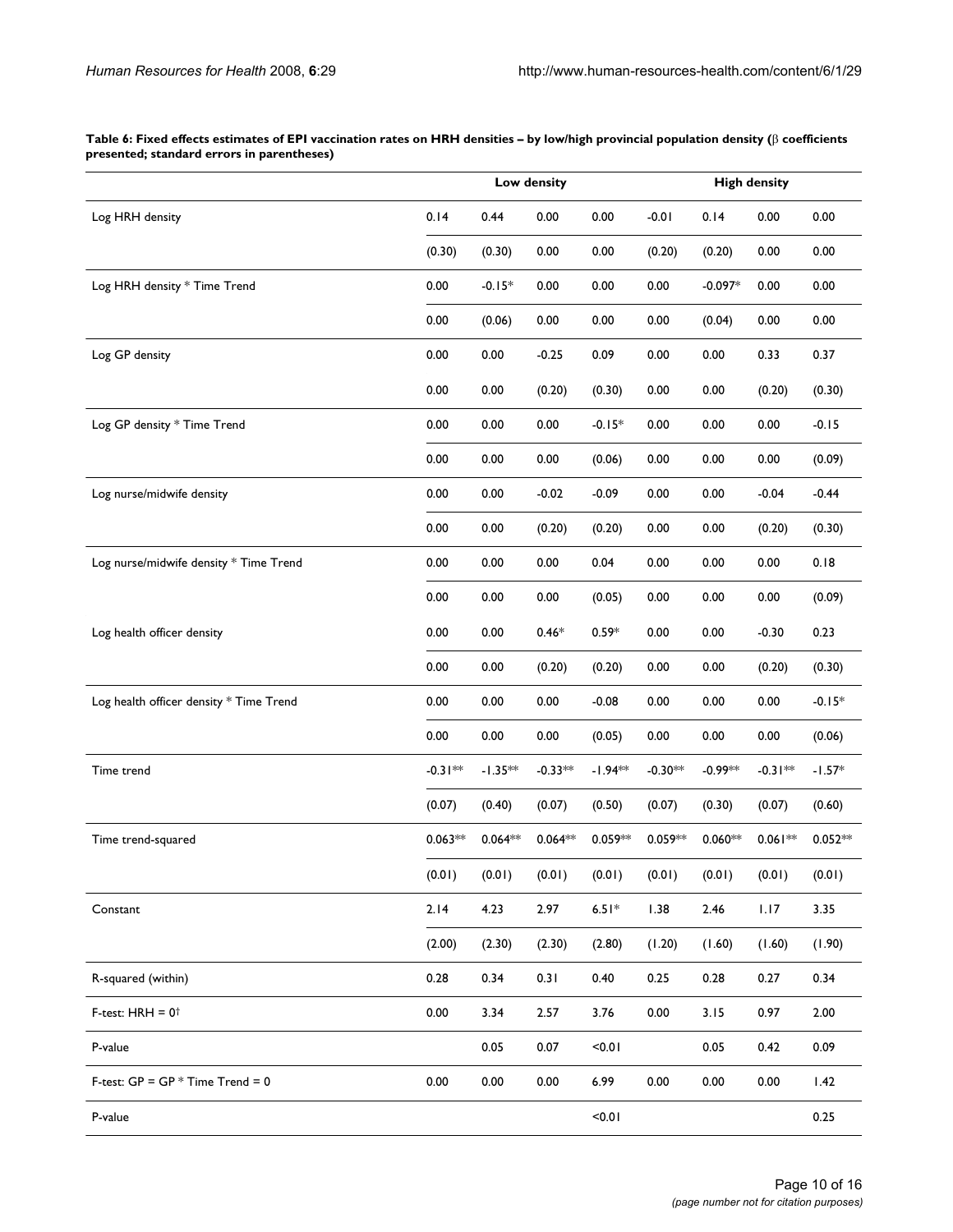**Table 6: Fixed effects estimates of EPI vaccination rates on HRH densities – by low/high provincial population density (β coefficients presented; standard errors in parentheses)**

| | Low density | | | | High density | | | |
|---|---|---|---|---|---|---|---|---|
| Log HRH density | 0.14 | 0.44 | 0.00 | 0.00 | -0.01 | 0.14 | 0.00 | 0.00 |
| | (0.30) | (0.30) | 0.00 | 0.00 | (0.20) | (0.20) | 0.00 | 0.00 |
| Log HRH density * Time Trend | 0.00 | -0.15* | 0.00 | 0.00 | 0.00 | -0.097* | 0.00 | 0.00 |
| | 0.00 | (0.06) | 0.00 | 0.00 | 0.00 | (0.04) | 0.00 | 0.00 |
| Log GP density | 0.00 | 0.00 | -0.25 | 0.09 | 0.00 | 0.00 | 0.33 | 0.37 |
| | 0.00 | 0.00 | (0.20) | (0.30) | 0.00 | 0.00 | (0.20) | (0.30) |
| Log GP density * Time Trend | 0.00 | 0.00 | 0.00 | -0.15* | 0.00 | 0.00 | 0.00 | -0.15 |
| | 0.00 | 0.00 | 0.00 | (0.06) | 0.00 | 0.00 | 0.00 | (0.09) |
| Log nurse/midwife density | 0.00 | 0.00 | -0.02 | -0.09 | 0.00 | 0.00 | -0.04 | -0.44 |
| | 0.00 | 0.00 | (0.20) | (0.20) | 0.00 | 0.00 | (0.20) | (0.30) |
| Log nurse/midwife density * Time Trend | 0.00 | 0.00 | 0.00 | 0.04 | 0.00 | 0.00 | 0.00 | 0.18 |
| | 0.00 | 0.00 | 0.00 | (0.05) | 0.00 | 0.00 | 0.00 | (0.09) |
| Log health officer density | 0.00 | 0.00 | 0.46* | 0.59* | 0.00 | 0.00 | -0.30 | 0.23 |
| | 0.00 | 0.00 | (0.20) | (0.20) | 0.00 | 0.00 | (0.20) | (0.30) |
| Log health officer density * Time Trend | 0.00 | 0.00 | 0.00 | -0.08 | 0.00 | 0.00 | 0.00 | -0.15* |
| | 0.00 | 0.00 | 0.00 | (0.05) | 0.00 | 0.00 | 0.00 | (0.06) |
| Time trend | -0.31** | -1.35** | -0.33** | -1.94** | -0.30** | -0.99** | -0.31** | -1.57* |
| | (0.07) | (0.40) | (0.07) | (0.50) | (0.07) | (0.30) | (0.07) | (0.60) |
| Time trend-squared | 0.063** | 0.064** | 0.064** | 0.059** | 0.059** | 0.060** | 0.061** | 0.052** |
| | (0.01) | (0.01) | (0.01) | (0.01) | (0.01) | (0.01) | (0.01) | (0.01) |
| Constant | 2.14 | 4.23 | 2.97 | 6.51* | 1.38 | 2.46 | 1.17 | 3.35 |
| | (2.00) | (2.30) | (2.30) | (2.80) | (1.20) | (1.60) | (1.60) | (1.90) |
| R-squared (within) | 0.28 | 0.34 | 0.31 | 0.40 | 0.25 | 0.28 | 0.27 | 0.34 |
| F-test: HRH = 0† | 0.00 | 3.34 | 2.57 | 3.76 | 0.00 | 3.15 | 0.97 | 2.00 |
| P-value | | 0.05 | 0.07 | <0.01 | | 0.05 | 0.42 | 0.09 |
| F-test: GP = GP * Time Trend = 0 | 0.00 | 0.00 | 0.00 | 6.99 | 0.00 | 0.00 | 0.00 | 1.42 |
| P-value | | | | <0.01 | | | | 0.25 |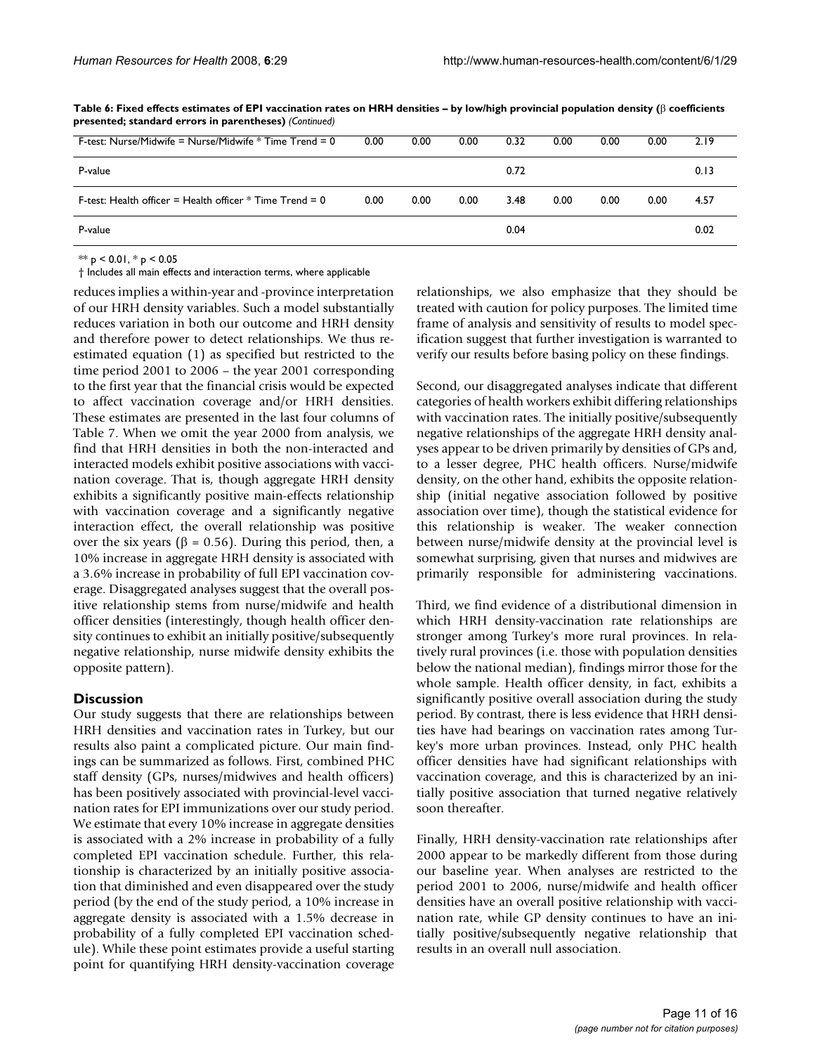**Table 6: Fixed effects estimates of EPI vaccination rates on HRH densities – by low/high provincial population density (β coefficients presented; standard errors in parentheses)** *(Continued)*

| | | | | | | | | |
|---|---|---|---|---|---|---|---|---|
| F-test: Nurse/Midwife = Nurse/Midwife * Time Trend = 0 | 0.00 | 0.00 | 0.00 | 0.32 | 0.00 | 0.00 | 0.00 | 2.19 |
| P-value | | | | 0.72 | | | | 0.13 |
| F-test: Health officer = Health officer * Time Trend = 0 | 0.00 | 0.00 | 0.00 | 3.48 | 0.00 | 0.00 | 0.00 | 4.57 |
| P-value | | | | 0.04 | | | | 0.02 |

** $p < 0.01$, * $p < 0.05$

† Includes all main effects and interaction terms, where applicable

reduces implies a within-year and -province interpretation of our HRH density variables. Such a model substantially reduces variation in both our outcome and HRH density and therefore power to detect relationships. We thus re-estimated equation (1) as specified but restricted to the time period 2001 to 2006 – the year 2001 corresponding to the first year that the financial crisis would be expected to affect vaccination coverage and/or HRH densities. These estimates are presented in the last four columns of Table 7. When we omit the year 2000 from analysis, we find that HRH densities in both the non-interacted and interacted models exhibit positive associations with vaccination coverage. That is, though aggregate HRH density exhibits a significantly positive main-effects relationship with vaccination coverage and a significantly negative interaction effect, the overall relationship was positive over the six years ($\beta = 0.56$). During this period, then, a 10% increase in aggregate HRH density is associated with a 3.6% increase in probability of full EPI vaccination coverage. Disaggregated analyses suggest that the overall positive relationship stems from nurse/midwife and health officer densities (interestingly, though health officer density continues to exhibit an initially positive/subsequently negative relationship, nurse midwife density exhibits the opposite pattern).

## Discussion

Our study suggests that there are relationships between HRH densities and vaccination rates in Turkey, but our results also paint a complicated picture. Our main findings can be summarized as follows. First, combined PHC staff density (GPs, nurses/midwives and health officers) has been positively associated with provincial-level vaccination rates for EPI immunizations over our study period. We estimate that every 10% increase in aggregate densities is associated with a 2% increase in probability of a fully completed EPI vaccination schedule. Further, this relationship is characterized by an initially positive association that diminished and even disappeared over the study period (by the end of the study period, a 10% increase in aggregate density is associated with a 1.5% decrease in probability of a fully completed EPI vaccination schedule). While these point estimates provide a useful starting point for quantifying HRH density-vaccination coverage relationships, we also emphasize that they should be treated with caution for policy purposes. The limited time frame of analysis and sensitivity of results to model specification suggest that further investigation is warranted to verify our results before basing policy on these findings.

Second, our disaggregated analyses indicate that different categories of health workers exhibit differing relationships with vaccination rates. The initially positive/subsequently negative relationships of the aggregate HRH density analyses appear to be driven primarily by densities of GPs and, to a lesser degree, PHC health officers. Nurse/midwife density, on the other hand, exhibits the opposite relationship (initial negative association followed by positive association over time), though the statistical evidence for this relationship is weaker. The weaker connection between nurse/midwife density at the provincial level is somewhat surprising, given that nurses and midwives are primarily responsible for administering vaccinations.

Third, we find evidence of a distributional dimension in which HRH density-vaccination rate relationships are stronger among Turkey's more rural provinces. In relatively rural provinces (i.e. those with population densities below the national median), findings mirror those for the whole sample. Health officer density, in fact, exhibits a significantly positive overall association during the study period. By contrast, there is less evidence that HRH densities have had bearings on vaccination rates among Turkey's more urban provinces. Instead, only PHC health officer densities have had significant relationships with vaccination coverage, and this is characterized by an initially positive association that turned negative relatively soon thereafter.

Finally, HRH density-vaccination rate relationships after 2000 appear to be markedly different from those during our baseline year. When analyses are restricted to the period 2001 to 2006, nurse/midwife and health officer densities have an overall positive relationship with vaccination rate, while GP density continues to have an initially positive/subsequently negative relationship that results in an overall null association.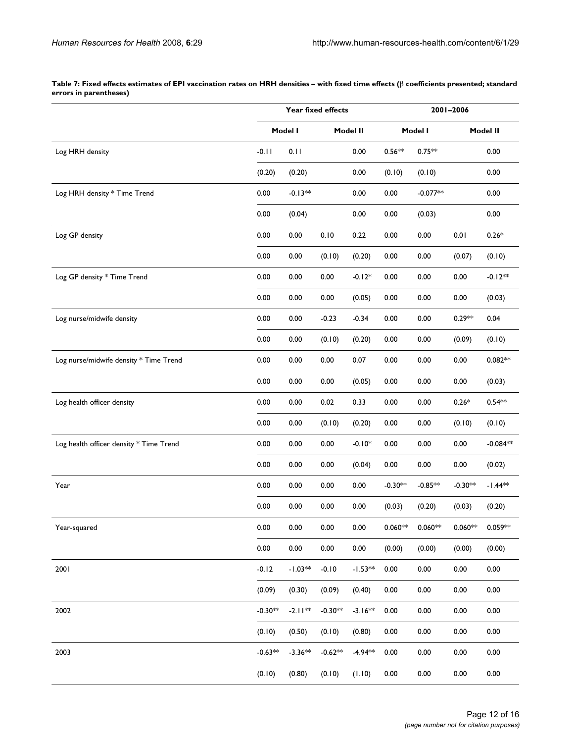**Table 7: Fixed effects estimates of EPI vaccination rates on HRH densities – with fixed time effects (β coefficients presented; standard errors in parentheses)**

| | Year fixed effects | | | | 2001–2006 | | | |
|---|---|---|---|---|---|---|---|---|
| | Model I | | Model II | | Model I | | Model II | |
| Log HRH density | -0.11 | 0.11 | | 0.00 | 0.56** | 0.75** | | 0.00 |
| | (0.20) | (0.20) | | 0.00 | (0.10) | (0.10) | | 0.00 |
| Log HRH density * Time Trend | 0.00 | -0.13** | | 0.00 | 0.00 | -0.077** | | 0.00 |
| | 0.00 | (0.04) | | 0.00 | 0.00 | (0.03) | | 0.00 |
| Log GP density | 0.00 | 0.00 | 0.10 | 0.22 | 0.00 | 0.00 | 0.01 | 0.26* |
| | 0.00 | 0.00 | (0.10) | (0.20) | 0.00 | 0.00 | (0.07) | (0.10) |
| Log GP density * Time Trend | 0.00 | 0.00 | 0.00 | -0.12* | 0.00 | 0.00 | 0.00 | -0.12** |
| | 0.00 | 0.00 | 0.00 | (0.05) | 0.00 | 0.00 | 0.00 | (0.03) |
| Log nurse/midwife density | 0.00 | 0.00 | -0.23 | -0.34 | 0.00 | 0.00 | 0.29** | 0.04 |
| | 0.00 | 0.00 | (0.10) | (0.20) | 0.00 | 0.00 | (0.09) | (0.10) |
| Log nurse/midwife density * Time Trend | 0.00 | 0.00 | 0.00 | 0.07 | 0.00 | 0.00 | 0.00 | 0.082** |
| | 0.00 | 0.00 | 0.00 | (0.05) | 0.00 | 0.00 | 0.00 | (0.03) |
| Log health officer density | 0.00 | 0.00 | 0.02 | 0.33 | 0.00 | 0.00 | 0.26* | 0.54** |
| | 0.00 | 0.00 | (0.10) | (0.20) | 0.00 | 0.00 | (0.10) | (0.10) |
| Log health officer density * Time Trend | 0.00 | 0.00 | 0.00 | -0.10* | 0.00 | 0.00 | 0.00 | -0.084** |
| | 0.00 | 0.00 | 0.00 | (0.04) | 0.00 | 0.00 | 0.00 | (0.02) |
| Year | 0.00 | 0.00 | 0.00 | 0.00 | -0.30** | -0.85** | -0.30** | -1.44** |
| | 0.00 | 0.00 | 0.00 | 0.00 | (0.03) | (0.20) | (0.03) | (0.20) |
| Year-squared | 0.00 | 0.00 | 0.00 | 0.00 | 0.060** | 0.060** | 0.060** | 0.059** |
| | 0.00 | 0.00 | 0.00 | 0.00 | (0.00) | (0.00) | (0.00) | (0.00) |
| 2001 | -0.12 | -1.03** | -0.10 | -1.53** | 0.00 | 0.00 | 0.00 | 0.00 |
| | (0.09) | (0.30) | (0.09) | (0.40) | 0.00 | 0.00 | 0.00 | 0.00 |
| 2002 | -0.30** | -2.11** | -0.30** | -3.16** | 0.00 | 0.00 | 0.00 | 0.00 |
| | (0.10) | (0.50) | (0.10) | (0.80) | 0.00 | 0.00 | 0.00 | 0.00 |
| 2003 | -0.63** | -3.36** | -0.62** | -4.94** | 0.00 | 0.00 | 0.00 | 0.00 |
| | (0.10) | (0.80) | (0.10) | (1.10) | 0.00 | 0.00 | 0.00 | 0.00 |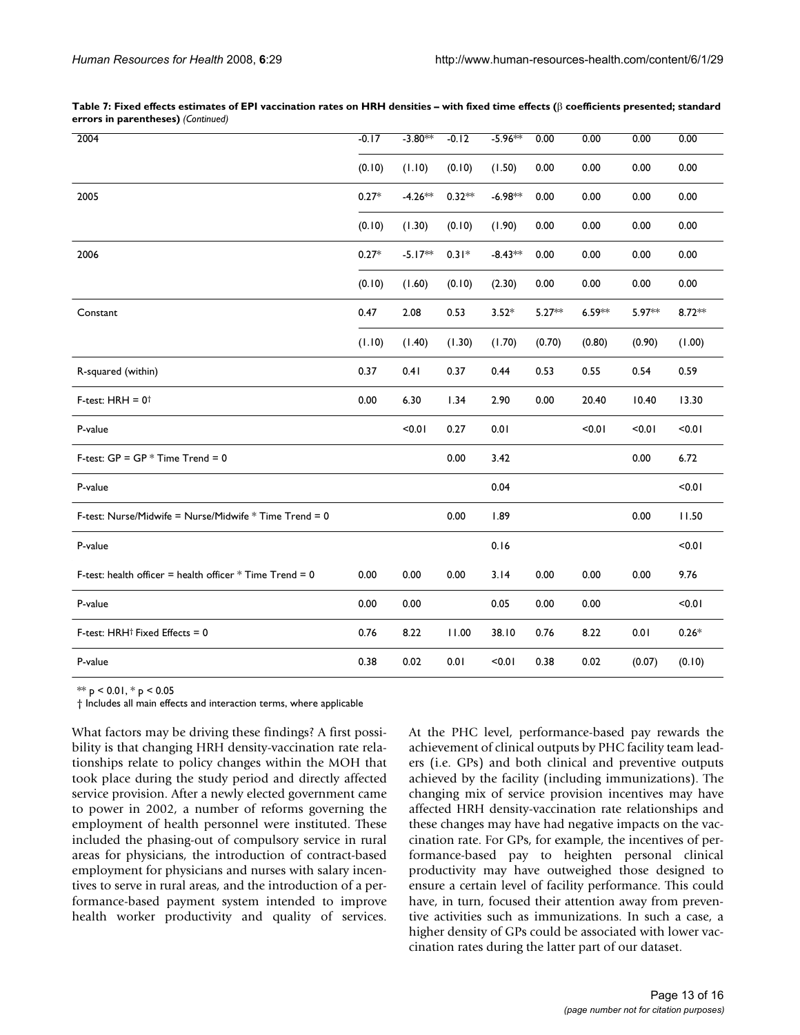**Table 7: Fixed effects estimates of EPI vaccination rates on HRH densities – with fixed time effects (β coefficients presented; standard errors in parentheses)** *(Continued)*

| | | | | | | | | |
|---|---|---|---|---|---|---|---|---|
| 2004 | -0.17 | -3.80** | -0.12 | -5.96** | 0.00 | 0.00 | 0.00 | 0.00 |
| | (0.10) | (1.10) | (0.10) | (1.50) | 0.00 | 0.00 | 0.00 | 0.00 |
| 2005 | 0.27* | -4.26** | 0.32** | -6.98** | 0.00 | 0.00 | 0.00 | 0.00 |
| | (0.10) | (1.30) | (0.10) | (1.90) | 0.00 | 0.00 | 0.00 | 0.00 |
| 2006 | 0.27* | -5.17** | 0.31* | -8.43** | 0.00 | 0.00 | 0.00 | 0.00 |
| | (0.10) | (1.60) | (0.10) | (2.30) | 0.00 | 0.00 | 0.00 | 0.00 |
| Constant | 0.47 | 2.08 | 0.53 | 3.52* | 5.27** | 6.59** | 5.97** | 8.72** |
| | (1.10) | (1.40) | (1.30) | (1.70) | (0.70) | (0.80) | (0.90) | (1.00) |
| R-squared (within) | 0.37 | 0.41 | 0.37 | 0.44 | 0.53 | 0.55 | 0.54 | 0.59 |
| F-test: HRH = 0† | 0.00 | 6.30 | 1.34 | 2.90 | 0.00 | 20.40 | 10.40 | 13.30 |
| P-value | | <0.01 | 0.27 | 0.01 | | <0.01 | <0.01 | <0.01 |
| F-test: GP = GP * Time Trend = 0 | | | 0.00 | 3.42 | | | 0.00 | 6.72 |
| P-value | | | | 0.04 | | | | <0.01 |
| F-test: Nurse/Midwife = Nurse/Midwife * Time Trend = 0 | | | 0.00 | 1.89 | | | 0.00 | 11.50 |
| P-value | | | | 0.16 | | | | <0.01 |
| F-test: health officer = health officer * Time Trend = 0 | 0.00 | 0.00 | 0.00 | 3.14 | 0.00 | 0.00 | 0.00 | 9.76 |
| P-value | 0.00 | 0.00 | | 0.05 | 0.00 | 0.00 | | <0.01 |
| F-test: HRH† Fixed Effects = 0 | 0.76 | 8.22 | 11.00 | 38.10 | 0.76 | 8.22 | 0.01 | 0.26* |
| P-value | 0.38 | 0.02 | 0.01 | <0.01 | 0.38 | 0.02 | (0.07) | (0.10) |

** p < 0.01, * p < 0.05

† Includes all main effects and interaction terms, where applicable

What factors may be driving these findings? A first possibility is that changing HRH density-vaccination rate relationships relate to policy changes within the MOH that took place during the study period and directly affected service provision. After a newly elected government came to power in 2002, a number of reforms governing the employment of health personnel were instituted. These included the phasing-out of compulsory service in rural areas for physicians, the introduction of contract-based employment for physicians and nurses with salary incentives to serve in rural areas, and the introduction of a performance-based payment system intended to improve health worker productivity and quality of services. At the PHC level, performance-based pay rewards the achievement of clinical outputs by PHC facility team leaders (i.e. GPs) and both clinical and preventive outputs achieved by the facility (including immunizations). The changing mix of service provision incentives may have affected HRH density-vaccination rate relationships and these changes may have had negative impacts on the vaccination rate. For GPs, for example, the incentives of performance-based pay to heighten personal clinical productivity may have outweighed those designed to ensure a certain level of facility performance. This could have, in turn, focused their attention away from preventive activities such as immunizations. In such a case, a higher density of GPs could be associated with lower vaccination rates during the latter part of our dataset.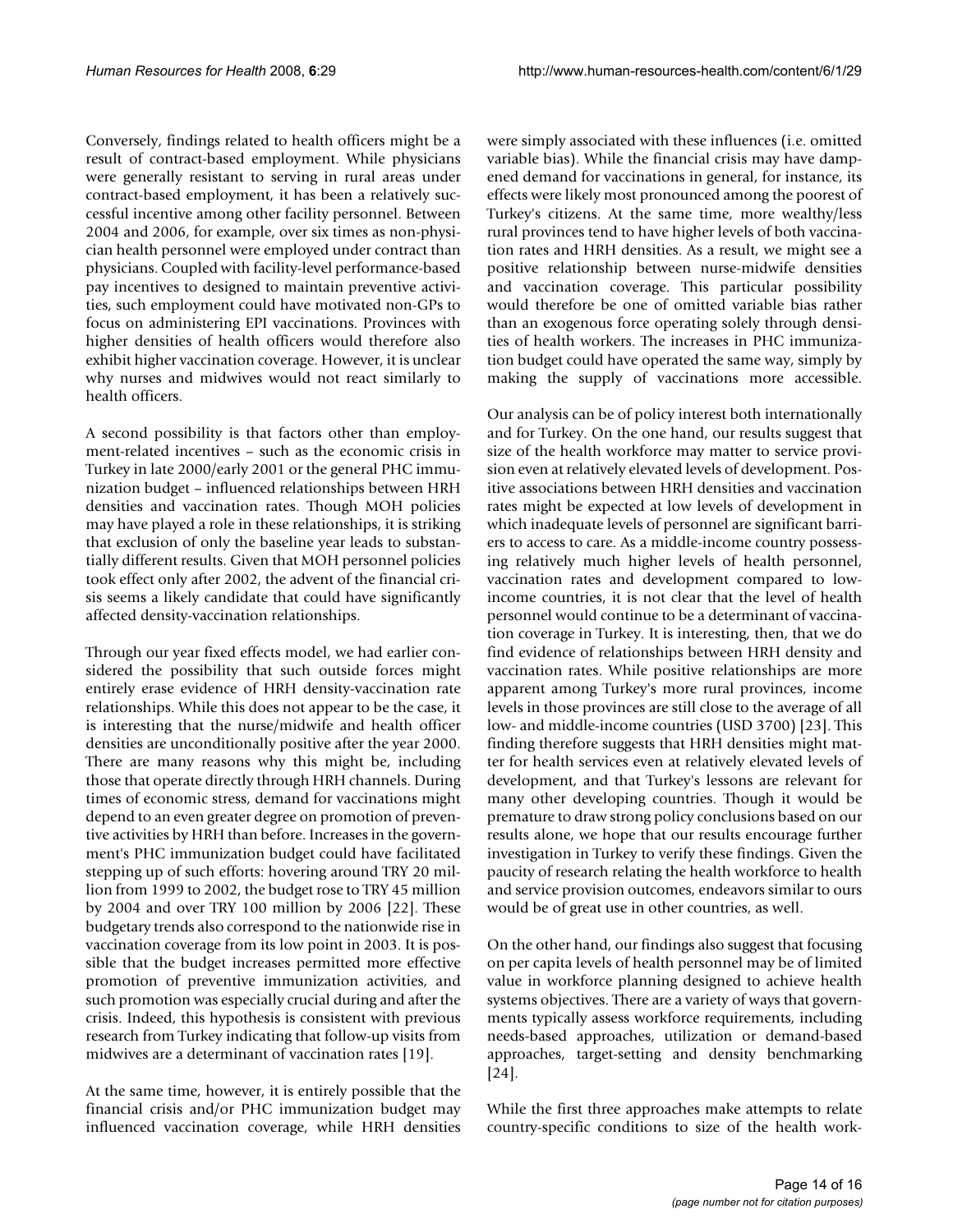Conversely, findings related to health officers might be a result of contract-based employment. While physicians were generally resistant to serving in rural areas under contract-based employment, it has been a relatively successful incentive among other facility personnel. Between 2004 and 2006, for example, over six times as non-physician health personnel were employed under contract than physicians. Coupled with facility-level performance-based pay incentives to designed to maintain preventive activities, such employment could have motivated non-GPs to focus on administering EPI vaccinations. Provinces with higher densities of health officers would therefore also exhibit higher vaccination coverage. However, it is unclear why nurses and midwives would not react similarly to health officers.

A second possibility is that factors other than employment-related incentives – such as the economic crisis in Turkey in late 2000/early 2001 or the general PHC immunization budget – influenced relationships between HRH densities and vaccination rates. Though MOH policies may have played a role in these relationships, it is striking that exclusion of only the baseline year leads to substantially different results. Given that MOH personnel policies took effect only after 2002, the advent of the financial crisis seems a likely candidate that could have significantly affected density-vaccination relationships.

Through our year fixed effects model, we had earlier considered the possibility that such outside forces might entirely erase evidence of HRH density-vaccination rate relationships. While this does not appear to be the case, it is interesting that the nurse/midwife and health officer densities are unconditionally positive after the year 2000. There are many reasons why this might be, including those that operate directly through HRH channels. During times of economic stress, demand for vaccinations might depend to an even greater degree on promotion of preventive activities by HRH than before. Increases in the government's PHC immunization budget could have facilitated stepping up of such efforts: hovering around TRY 20 million from 1999 to 2002, the budget rose to TRY 45 million by 2004 and over TRY 100 million by 2006 [22]. These budgetary trends also correspond to the nationwide rise in vaccination coverage from its low point in 2003. It is possible that the budget increases permitted more effective promotion of preventive immunization activities, and such promotion was especially crucial during and after the crisis. Indeed, this hypothesis is consistent with previous research from Turkey indicating that follow-up visits from midwives are a determinant of vaccination rates [19].

At the same time, however, it is entirely possible that the financial crisis and/or PHC immunization budget may influenced vaccination coverage, while HRH densities were simply associated with these influences (i.e. omitted variable bias). While the financial crisis may have dampened demand for vaccinations in general, for instance, its effects were likely most pronounced among the poorest of Turkey's citizens. At the same time, more wealthy/less rural provinces tend to have higher levels of both vaccination rates and HRH densities. As a result, we might see a positive relationship between nurse-midwife densities and vaccination coverage. This particular possibility would therefore be one of omitted variable bias rather than an exogenous force operating solely through densities of health workers. The increases in PHC immunization budget could have operated the same way, simply by making the supply of vaccinations more accessible.

Our analysis can be of policy interest both internationally and for Turkey. On the one hand, our results suggest that size of the health workforce may matter to service provision even at relatively elevated levels of development. Positive associations between HRH densities and vaccination rates might be expected at low levels of development in which inadequate levels of personnel are significant barriers to access to care. As a middle-income country possessing relatively much higher levels of health personnel, vaccination rates and development compared to low-income countries, it is not clear that the level of health personnel would continue to be a determinant of vaccination coverage in Turkey. It is interesting, then, that we do find evidence of relationships between HRH density and vaccination rates. While positive relationships are more apparent among Turkey's more rural provinces, income levels in those provinces are still close to the average of all low- and middle-income countries (USD 3700) [23]. This finding therefore suggests that HRH densities might matter for health services even at relatively elevated levels of development, and that Turkey's lessons are relevant for many other developing countries. Though it would be premature to draw strong policy conclusions based on our results alone, we hope that our results encourage further investigation in Turkey to verify these findings. Given the paucity of research relating the health workforce to health and service provision outcomes, endeavors similar to ours would be of great use in other countries, as well.

On the other hand, our findings also suggest that focusing on per capita levels of health personnel may be of limited value in workforce planning designed to achieve health systems objectives. There are a variety of ways that governments typically assess workforce requirements, including needs-based approaches, utilization or demand-based approaches, target-setting and density benchmarking [24].

While the first three approaches make attempts to relate country-specific conditions to size of the health work-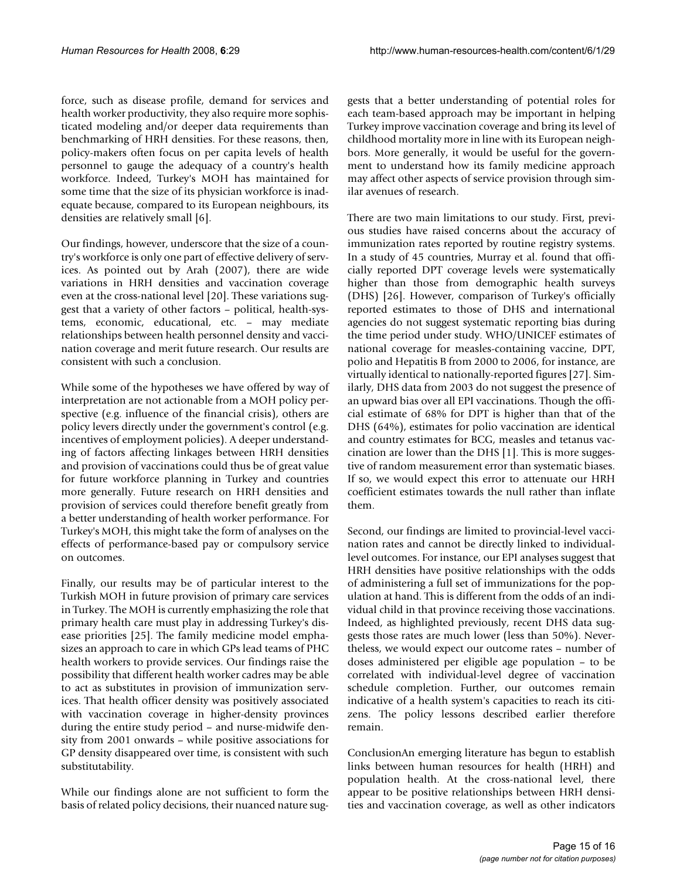force, such as disease profile, demand for services and health worker productivity, they also require more sophisticated modeling and/or deeper data requirements than benchmarking of HRH densities. For these reasons, then, policy-makers often focus on per capita levels of health personnel to gauge the adequacy of a country's health workforce. Indeed, Turkey's MOH has maintained for some time that the size of its physician workforce is inadequate because, compared to its European neighbours, its densities are relatively small [6].

Our findings, however, underscore that the size of a country's workforce is only one part of effective delivery of services. As pointed out by Arah (2007), there are wide variations in HRH densities and vaccination coverage even at the cross-national level [20]. These variations suggest that a variety of other factors – political, health-systems, economic, educational, etc. – may mediate relationships between health personnel density and vaccination coverage and merit future research. Our results are consistent with such a conclusion.

While some of the hypotheses we have offered by way of interpretation are not actionable from a MOH policy perspective (e.g. influence of the financial crisis), others are policy levers directly under the government's control (e.g. incentives of employment policies). A deeper understanding of factors affecting linkages between HRH densities and provision of vaccinations could thus be of great value for future workforce planning in Turkey and countries more generally. Future research on HRH densities and provision of services could therefore benefit greatly from a better understanding of health worker performance. For Turkey's MOH, this might take the form of analyses on the effects of performance-based pay or compulsory service on outcomes.

Finally, our results may be of particular interest to the Turkish MOH in future provision of primary care services in Turkey. The MOH is currently emphasizing the role that primary health care must play in addressing Turkey's disease priorities [25]. The family medicine model emphasizes an approach to care in which GPs lead teams of PHC health workers to provide services. Our findings raise the possibility that different health worker cadres may be able to act as substitutes in provision of immunization services. That health officer density was positively associated with vaccination coverage in higher-density provinces during the entire study period – and nurse-midwife density from 2001 onwards – while positive associations for GP density disappeared over time, is consistent with such substitutability.

While our findings alone are not sufficient to form the basis of related policy decisions, their nuanced nature suggests that a better understanding of potential roles for each team-based approach may be important in helping Turkey improve vaccination coverage and bring its level of childhood mortality more in line with its European neighbors. More generally, it would be useful for the government to understand how its family medicine approach may affect other aspects of service provision through similar avenues of research.

There are two main limitations to our study. First, previous studies have raised concerns about the accuracy of immunization rates reported by routine registry systems. In a study of 45 countries, Murray et al. found that officially reported DPT coverage levels were systematically higher than those from demographic health surveys (DHS) [26]. However, comparison of Turkey's officially reported estimates to those of DHS and international agencies do not suggest systematic reporting bias during the time period under study. WHO/UNICEF estimates of national coverage for measles-containing vaccine, DPT, polio and Hepatitis B from 2000 to 2006, for instance, are virtually identical to nationally-reported figures [27]. Similarly, DHS data from 2003 do not suggest the presence of an upward bias over all EPI vaccinations. Though the official estimate of 68% for DPT is higher than that of the DHS (64%), estimates for polio vaccination are identical and country estimates for BCG, measles and tetanus vaccination are lower than the DHS [1]. This is more suggestive of random measurement error than systematic biases. If so, we would expect this error to attenuate our HRH coefficient estimates towards the null rather than inflate them.

Second, our findings are limited to provincial-level vaccination rates and cannot be directly linked to individual-level outcomes. For instance, our EPI analyses suggest that HRH densities have positive relationships with the odds of administering a full set of immunizations for the population at hand. This is different from the odds of an individual child in that province receiving those vaccinations. Indeed, as highlighted previously, recent DHS data suggests those rates are much lower (less than 50%). Nevertheless, we would expect our outcome rates – number of doses administered per eligible age population – to be correlated with individual-level degree of vaccination schedule completion. Further, our outcomes remain indicative of a health system's capacities to reach its citizens. The policy lessons described earlier therefore remain.

## Conclusion

An emerging literature has begun to establish links between human resources for health (HRH) and population health. At the cross-national level, there appear to be positive relationships between HRH densities and vaccination coverage, as well as other indicators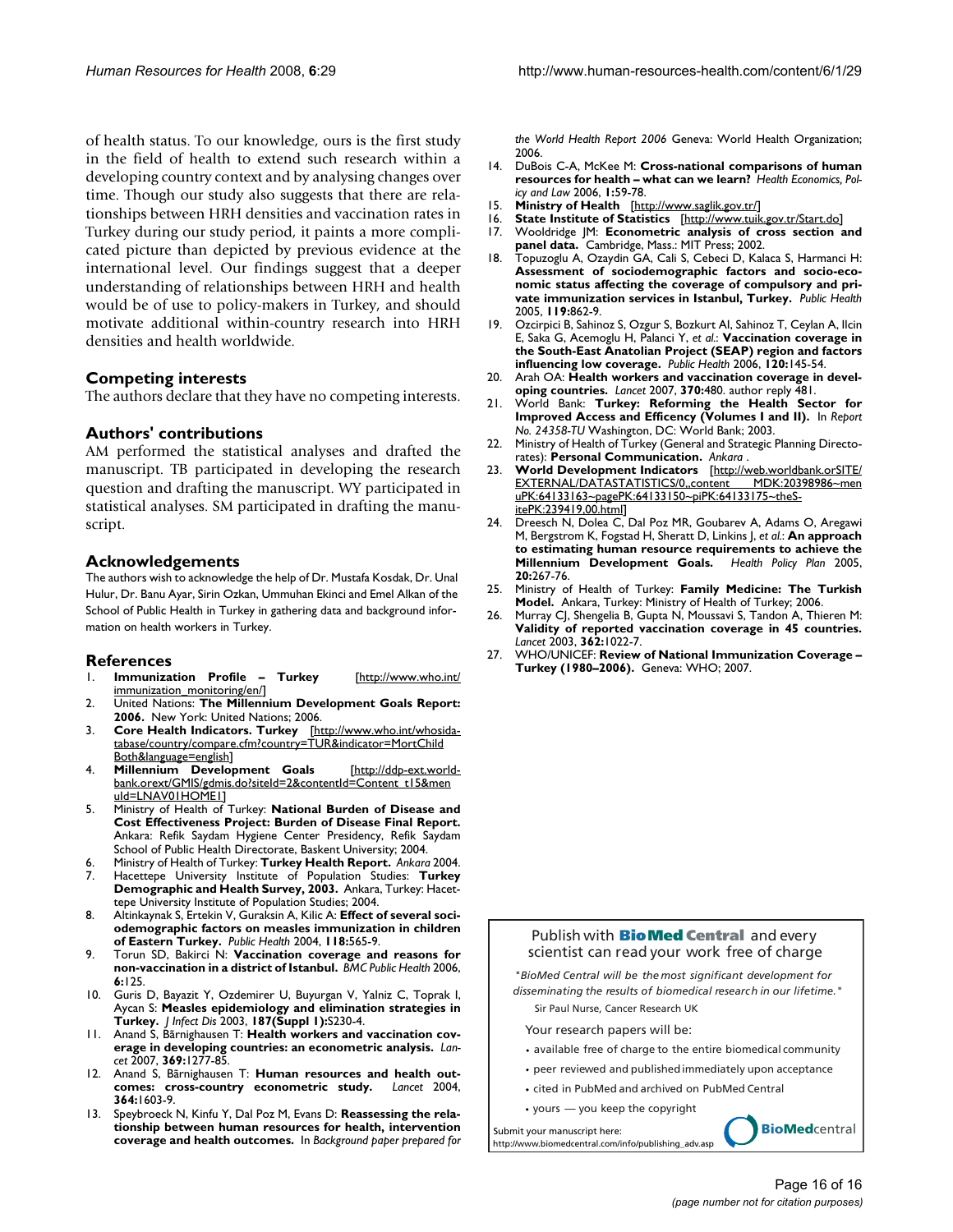of health status. To our knowledge, ours is the first study in the field of health to extend such research within a developing country context and by analysing changes over time. Though our study also suggests that there are relationships between HRH densities and vaccination rates in Turkey during our study period, it paints a more complicated picture than depicted by previous evidence at the international level. Our findings suggest that a deeper understanding of relationships between HRH and health would be of use to policy-makers in Turkey, and should motivate additional within-country research into HRH densities and health worldwide.

## Competing interests

The authors declare that they have no competing interests.

## Authors' contributions

AM performed the statistical analyses and drafted the manuscript. TB participated in developing the research question and drafting the manuscript. WY participated in statistical analyses. SM participated in drafting the manuscript.

## Acknowledgements

The authors wish to acknowledge the help of Dr. Mustafa Kosdak, Dr. Unal Hulur, Dr. Banu Ayar, Sirin Ozkan, Ummuhan Ekinci and Emel Alkan of the School of Public Health in Turkey in gathering data and background information on health workers in Turkey.

## References

1. **Immunization Profile – Turkey** [http://www.who.int/immunization_monitoring/en/]
2. United Nations: **The Millennium Development Goals Report: 2006.** New York: United Nations; 2006.
3. **Core Health Indicators. Turkey** [http://www.who.int/whosidatabase/country/compare.cfm?country=TUR&indicator=MortChildBoth&language=english]
4. **Millennium Development Goals** [http://ddp-ext.worldbank.orext/GMIS/gdmis.do?siteId=2&contentId=Content_t15&menuId=LNAV01HOME1]
5. Ministry of Health of Turkey: **National Burden of Disease and Cost Effectiveness Project: Burden of Disease Final Report.** Ankara: Refik Saydam Hygiene Center Presidency, Refik Saydam School of Public Health Directorate, Baskent University; 2004.
6. Ministry of Health of Turkey: **Turkey Health Report.** *Ankara* 2004.
7. Hacettepe University Institute of Population Studies: **Turkey Demographic and Health Survey, 2003.** Ankara, Turkey: Hacettepe University Institute of Population Studies; 2004.
8. Altinkaynak S, Ertekin V, Guraksin A, Kilic A: **Effect of several sociodemographic factors on measles immunization in children of Eastern Turkey.** *Public Health* 2004, **118:**565-9.
9. Torun SD, Bakirci N: **Vaccination coverage and reasons for non-vaccination in a district of Istanbul.** *BMC Public Health* 2006, **6:**125.
10. Guris D, Bayazit Y, Ozdemirer U, Buyurgan V, Yalniz C, Toprak I, Aycan S: **Measles epidemiology and elimination strategies in Turkey.** *J Infect Dis* 2003, **187(Suppl 1):**S230-4.
11. Anand S, Bärnighausen T: **Health workers and vaccination coverage in developing countries: an econometric analysis.** *Lancet* 2007, **369:**1277-85.
12. Anand S, Bärnighausen T: **Human resources and health outcomes: cross-country econometric study.** *Lancet* 2004, **364:**1603-9.
13. Speybroeck N, Kinfu Y, Dal Poz M, Evans D: **Reassessing the relationship between human resources for health, intervention coverage and health outcomes.** In *Background paper prepared for the World Health Report 2006* Geneva: World Health Organization; 2006.
14. DuBois C-A, McKee M: **Cross-national comparisons of human resources for health – what can we learn?** *Health Economics, Policy and Law* 2006, **1:**59-78.
15. **Ministry of Health** [http://www.saglik.gov.tr/]
16. **State Institute of Statistics** [http://www.tuik.gov.tr/Start.do]
17. Wooldridge JM: **Econometric analysis of cross section and panel data.** Cambridge, Mass.: MIT Press; 2002.
18. Topuzoglu A, Ozaydin GA, Cali S, Cebeci D, Kalaca S, Harmanci H: **Assessment of sociodemographic factors and socio-economic status affecting the coverage of compulsory and private immunization services in Istanbul, Turkey.** *Public Health* 2005, **119:**862-9.
19. Ozcirpici B, Sahinoz S, Ozgur S, Bozkurt AI, Sahinoz T, Ceylan A, Ilcin E, Saka G, Acemoglu H, Palanci Y, *et al.*: **Vaccination coverage in the South-East Anatolian Project (SEAP) region and factors influencing low coverage.** *Public Health* 2006, **120:**145-54.
20. Arah OA: **Health workers and vaccination coverage in developing countries.** *Lancet* 2007, **370:**480. author reply 481.
21. World Bank: **Turkey: Reforming the Health Sector for Improved Access and Efficency (Volumes I and II).** In *Report No. 24358-TU* Washington, DC: World Bank; 2003.
22. Ministry of Health of Turkey (General and Strategic Planning Directorates): **Personal Communication.** *Ankara* .
23. **World Development Indicators** [http://web.worldbank.orSITE/EXTERNAL/DATASTATISTICS/0,,contentMDK:20398986~menuPK:64133163~pagePK:64133150~piPK:64133175~theSitePK:239419,00.html]
24. Dreesch N, Dolea C, Dal Poz MR, Goubarev A, Adams O, Aregawi M, Bergstrom K, Fogstad H, Sheratt D, Linkins J, *et al.*: **An approach to estimating human resource requirements to achieve the Millennium Development Goals.** *Health Policy Plan* 2005, **20:**267-76.
25. Ministry of Health of Turkey: **Family Medicine: The Turkish Model.** Ankara, Turkey: Ministry of Health of Turkey; 2006.
26. Murray CJ, Shengelia B, Gupta N, Moussavi S, Tandon A, Thieren M: **Validity of reported vaccination coverage in 45 countries.** *Lancet* 2003, **362:**1022-7.
27. WHO/UNICEF: **Review of National Immunization Coverage – Turkey (1980–2006).** Geneva: WHO; 2007.